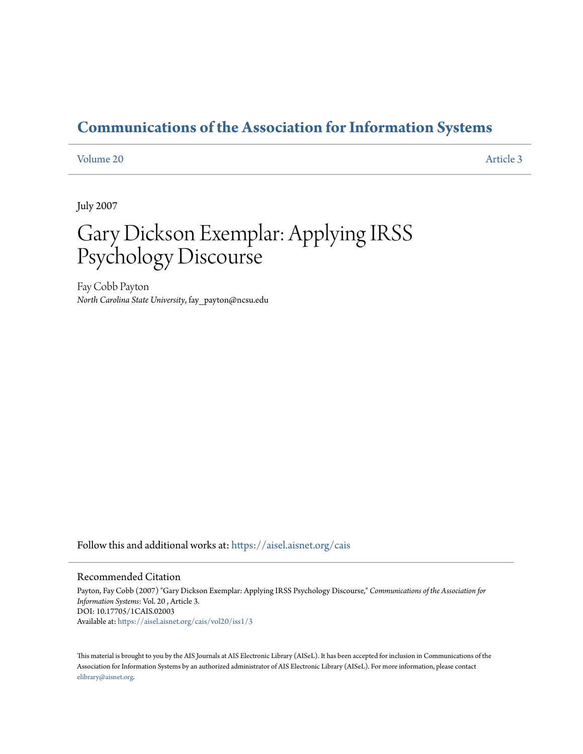# Communications of the Association for Information Systems

Volume 20 Article 3

July 2007

# Gary Dickson Exemplar: Applying IRSS Psychology Discourse

Fay Cobb Payton
*North Carolina State University*, fay_payton@ncsu.edu

Follow this and additional works at: https://aisel.aisnet.org/cais

## Recommended Citation

Payton, Fay Cobb (2007) "Gary Dickson Exemplar: Applying IRSS Psychology Discourse," *Communications of the Association for Information Systems*: Vol. 20 , Article 3.
DOI: 10.17705/1CAIS.02003
Available at: https://aisel.aisnet.org/cais/vol20/iss1/3

This material is brought to you by the AIS Journals at AIS Electronic Library (AISeL). It has been accepted for inclusion in Communications of the Association for Information Systems by an authorized administrator of AIS Electronic Library (AISeL). For more information, please contact elibrary@aisnet.org.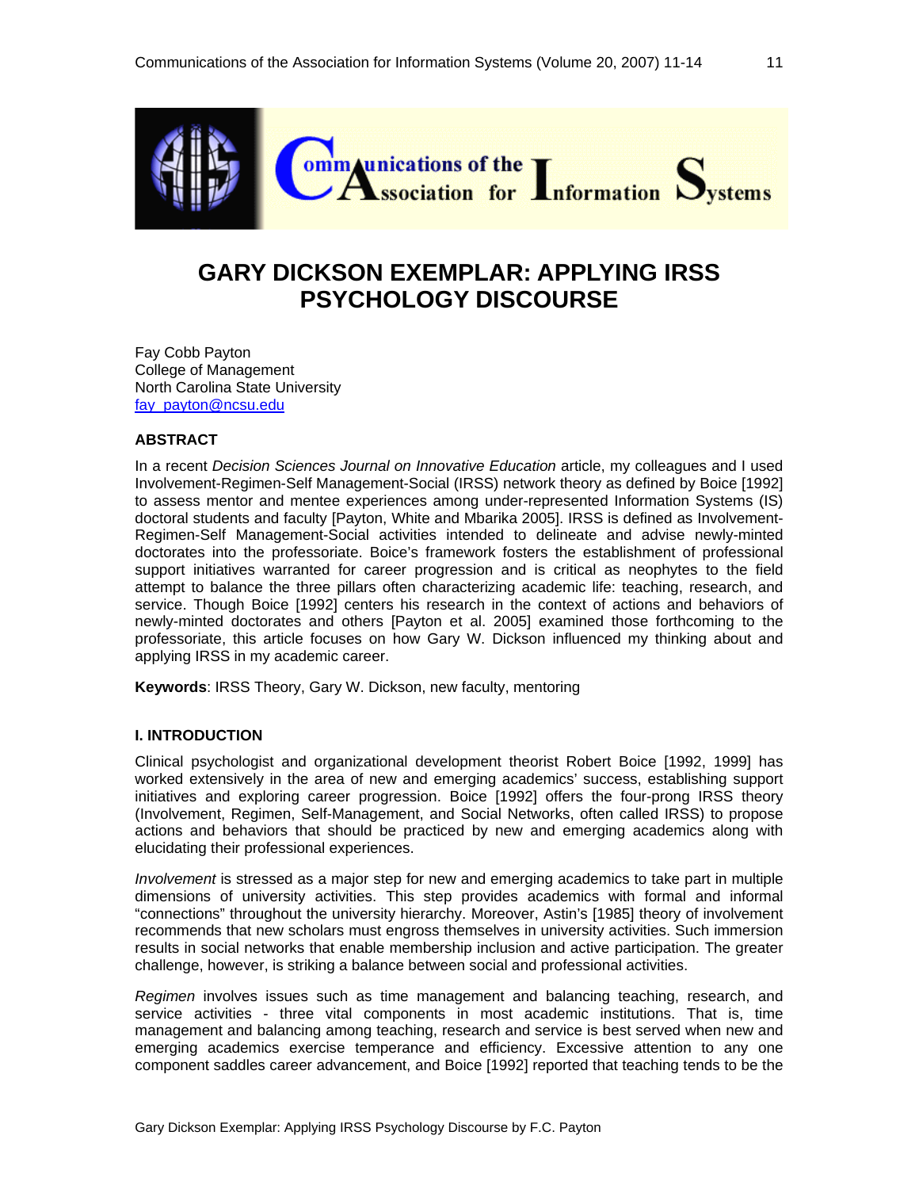# GARY DICKSON EXEMPLAR: APPLYING IRSS PSYCHOLOGY DISCOURSE

Fay Cobb Payton
College of Management
North Carolina State University
fay_payton@ncsu.edu

## ABSTRACT

In a recent *Decision Sciences Journal on Innovative Education* article, my colleagues and I used Involvement-Regimen-Self Management-Social (IRSS) network theory as defined by Boice [1992] to assess mentor and mentee experiences among under-represented Information Systems (IS) doctoral students and faculty [Payton, White and Mbarika 2005]. IRSS is defined as Involvement-Regimen-Self Management-Social activities intended to delineate and advise newly-minted doctorates into the professoriate. Boice's framework fosters the establishment of professional support initiatives warranted for career progression and is critical as neophytes to the field attempt to balance the three pillars often characterizing academic life: teaching, research, and service. Though Boice [1992] centers his research in the context of actions and behaviors of newly-minted doctorates and others [Payton et al. 2005] examined those forthcoming to the professoriate, this article focuses on how Gary W. Dickson influenced my thinking about and applying IRSS in my academic career.

**Keywords**: IRSS Theory, Gary W. Dickson, new faculty, mentoring

## I. INTRODUCTION

Clinical psychologist and organizational development theorist Robert Boice [1992, 1999] has worked extensively in the area of new and emerging academics' success, establishing support initiatives and exploring career progression. Boice [1992] offers the four-prong IRSS theory (Involvement, Regimen, Self-Management, and Social Networks, often called IRSS) to propose actions and behaviors that should be practiced by new and emerging academics along with elucidating their professional experiences.

*Involvement* is stressed as a major step for new and emerging academics to take part in multiple dimensions of university activities. This step provides academics with formal and informal "connections" throughout the university hierarchy. Moreover, Astin's [1985] theory of involvement recommends that new scholars must engross themselves in university activities. Such immersion results in social networks that enable membership inclusion and active participation. The greater challenge, however, is striking a balance between social and professional activities.

*Regimen* involves issues such as time management and balancing teaching, research, and service activities - three vital components in most academic institutions. That is, time management and balancing among teaching, research and service is best served when new and emerging academics exercise temperance and efficiency. Excessive attention to any one component saddles career advancement, and Boice [1992] reported that teaching tends to be the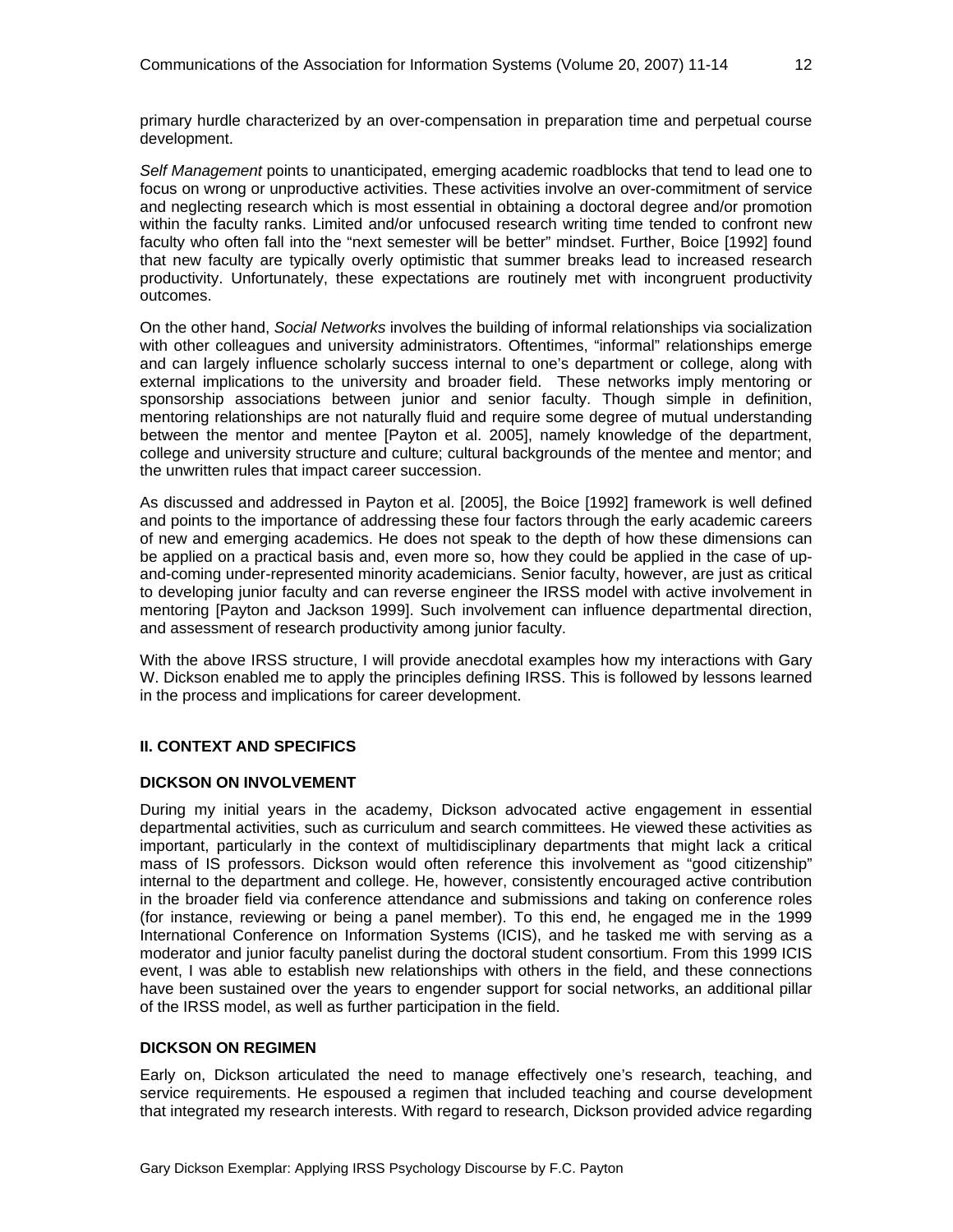primary hurdle characterized by an over-compensation in preparation time and perpetual course development.

*Self Management* points to unanticipated, emerging academic roadblocks that tend to lead one to focus on wrong or unproductive activities. These activities involve an over-commitment of service and neglecting research which is most essential in obtaining a doctoral degree and/or promotion within the faculty ranks. Limited and/or unfocused research writing time tended to confront new faculty who often fall into the "next semester will be better" mindset. Further, Boice [1992] found that new faculty are typically overly optimistic that summer breaks lead to increased research productivity. Unfortunately, these expectations are routinely met with incongruent productivity outcomes.

On the other hand, *Social Networks* involves the building of informal relationships via socialization with other colleagues and university administrators. Oftentimes, "informal" relationships emerge and can largely influence scholarly success internal to one's department or college, along with external implications to the university and broader field. These networks imply mentoring or sponsorship associations between junior and senior faculty. Though simple in definition, mentoring relationships are not naturally fluid and require some degree of mutual understanding between the mentor and mentee [Payton et al. 2005], namely knowledge of the department, college and university structure and culture; cultural backgrounds of the mentee and mentor; and the unwritten rules that impact career succession.

As discussed and addressed in Payton et al. [2005], the Boice [1992] framework is well defined and points to the importance of addressing these four factors through the early academic careers of new and emerging academics. He does not speak to the depth of how these dimensions can be applied on a practical basis and, even more so, how they could be applied in the case of up-and-coming under-represented minority academicians. Senior faculty, however, are just as critical to developing junior faculty and can reverse engineer the IRSS model with active involvement in mentoring [Payton and Jackson 1999]. Such involvement can influence departmental direction, and assessment of research productivity among junior faculty.

With the above IRSS structure, I will provide anecdotal examples how my interactions with Gary W. Dickson enabled me to apply the principles defining IRSS. This is followed by lessons learned in the process and implications for career development.

## II. CONTEXT AND SPECIFICS

### DICKSON ON INVOLVEMENT

During my initial years in the academy, Dickson advocated active engagement in essential departmental activities, such as curriculum and search committees. He viewed these activities as important, particularly in the context of multidisciplinary departments that might lack a critical mass of IS professors. Dickson would often reference this involvement as "good citizenship" internal to the department and college. He, however, consistently encouraged active contribution in the broader field via conference attendance and submissions and taking on conference roles (for instance, reviewing or being a panel member). To this end, he engaged me in the 1999 International Conference on Information Systems (ICIS), and he tasked me with serving as a moderator and junior faculty panelist during the doctoral student consortium. From this 1999 ICIS event, I was able to establish new relationships with others in the field, and these connections have been sustained over the years to engender support for social networks, an additional pillar of the IRSS model, as well as further participation in the field.

### DICKSON ON REGIMEN

Early on, Dickson articulated the need to manage effectively one's research, teaching, and service requirements. He espoused a regimen that included teaching and course development that integrated my research interests. With regard to research, Dickson provided advice regarding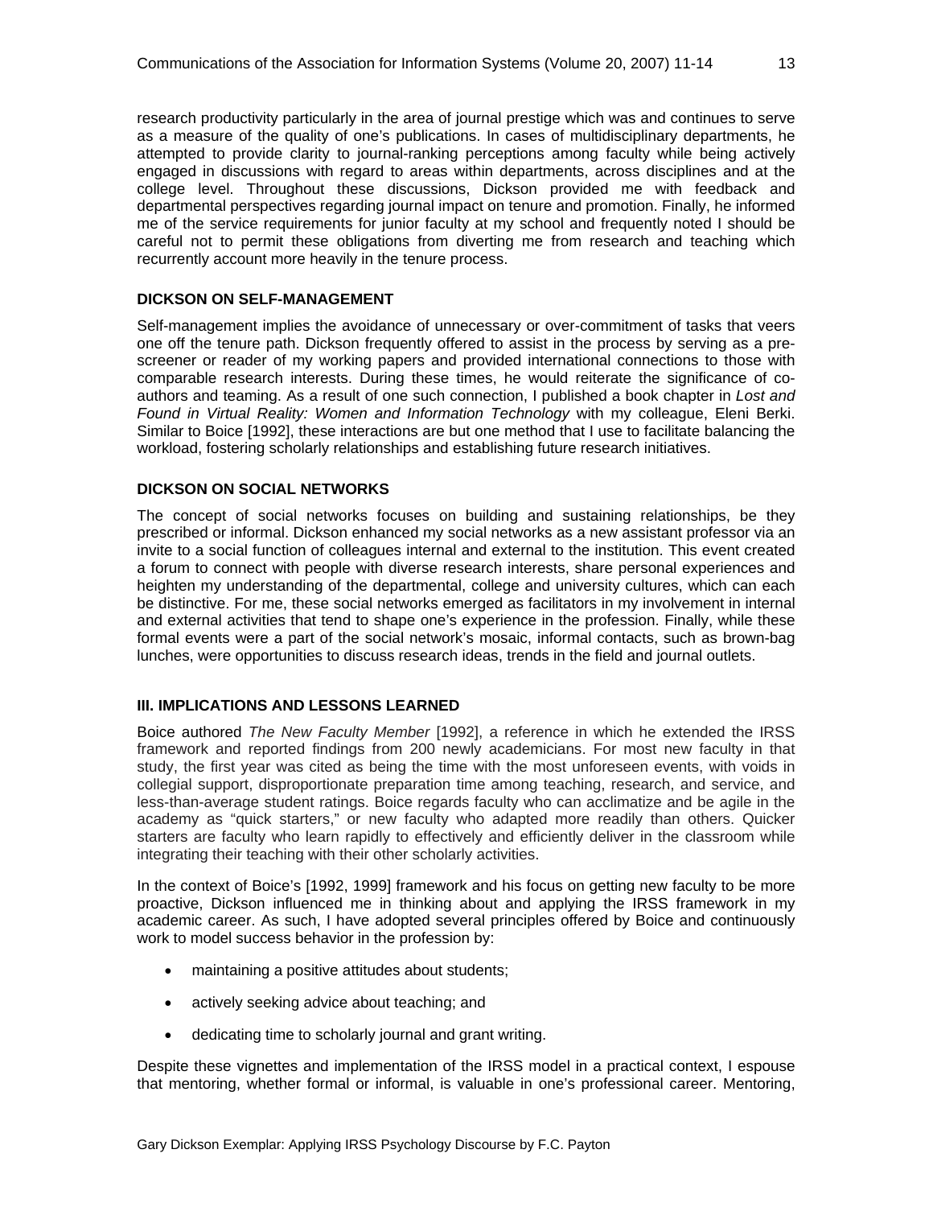research productivity particularly in the area of journal prestige which was and continues to serve as a measure of the quality of one's publications. In cases of multidisciplinary departments, he attempted to provide clarity to journal-ranking perceptions among faculty while being actively engaged in discussions with regard to areas within departments, across disciplines and at the college level. Throughout these discussions, Dickson provided me with feedback and departmental perspectives regarding journal impact on tenure and promotion. Finally, he informed me of the service requirements for junior faculty at my school and frequently noted I should be careful not to permit these obligations from diverting me from research and teaching which recurrently account more heavily in the tenure process.

### DICKSON ON SELF-MANAGEMENT

Self-management implies the avoidance of unnecessary or over-commitment of tasks that veers one off the tenure path. Dickson frequently offered to assist in the process by serving as a pre-screener or reader of my working papers and provided international connections to those with comparable research interests. During these times, he would reiterate the significance of co-authors and teaming. As a result of one such connection, I published a book chapter in *Lost and Found in Virtual Reality: Women and Information Technology* with my colleague, Eleni Berki. Similar to Boice [1992], these interactions are but one method that I use to facilitate balancing the workload, fostering scholarly relationships and establishing future research initiatives.

### DICKSON ON SOCIAL NETWORKS

The concept of social networks focuses on building and sustaining relationships, be they prescribed or informal. Dickson enhanced my social networks as a new assistant professor via an invite to a social function of colleagues internal and external to the institution. This event created a forum to connect with people with diverse research interests, share personal experiences and heighten my understanding of the departmental, college and university cultures, which can each be distinctive. For me, these social networks emerged as facilitators in my involvement in internal and external activities that tend to shape one's experience in the profession. Finally, while these formal events were a part of the social network's mosaic, informal contacts, such as brown-bag lunches, were opportunities to discuss research ideas, trends in the field and journal outlets.

## III. IMPLICATIONS AND LESSONS LEARNED

Boice authored *The New Faculty Member* [1992], a reference in which he extended the IRSS framework and reported findings from 200 newly academicians. For most new faculty in that study, the first year was cited as being the time with the most unforeseen events, with voids in collegial support, disproportionate preparation time among teaching, research, and service, and less-than-average student ratings. Boice regards faculty who can acclimatize and be agile in the academy as "quick starters," or new faculty who adapted more readily than others. Quicker starters are faculty who learn rapidly to effectively and efficiently deliver in the classroom while integrating their teaching with their other scholarly activities.

In the context of Boice's [1992, 1999] framework and his focus on getting new faculty to be more proactive, Dickson influenced me in thinking about and applying the IRSS framework in my academic career. As such, I have adopted several principles offered by Boice and continuously work to model success behavior in the profession by:

- maintaining a positive attitudes about students;
- actively seeking advice about teaching; and
- dedicating time to scholarly journal and grant writing.

Despite these vignettes and implementation of the IRSS model in a practical context, I espouse that mentoring, whether formal or informal, is valuable in one's professional career. Mentoring,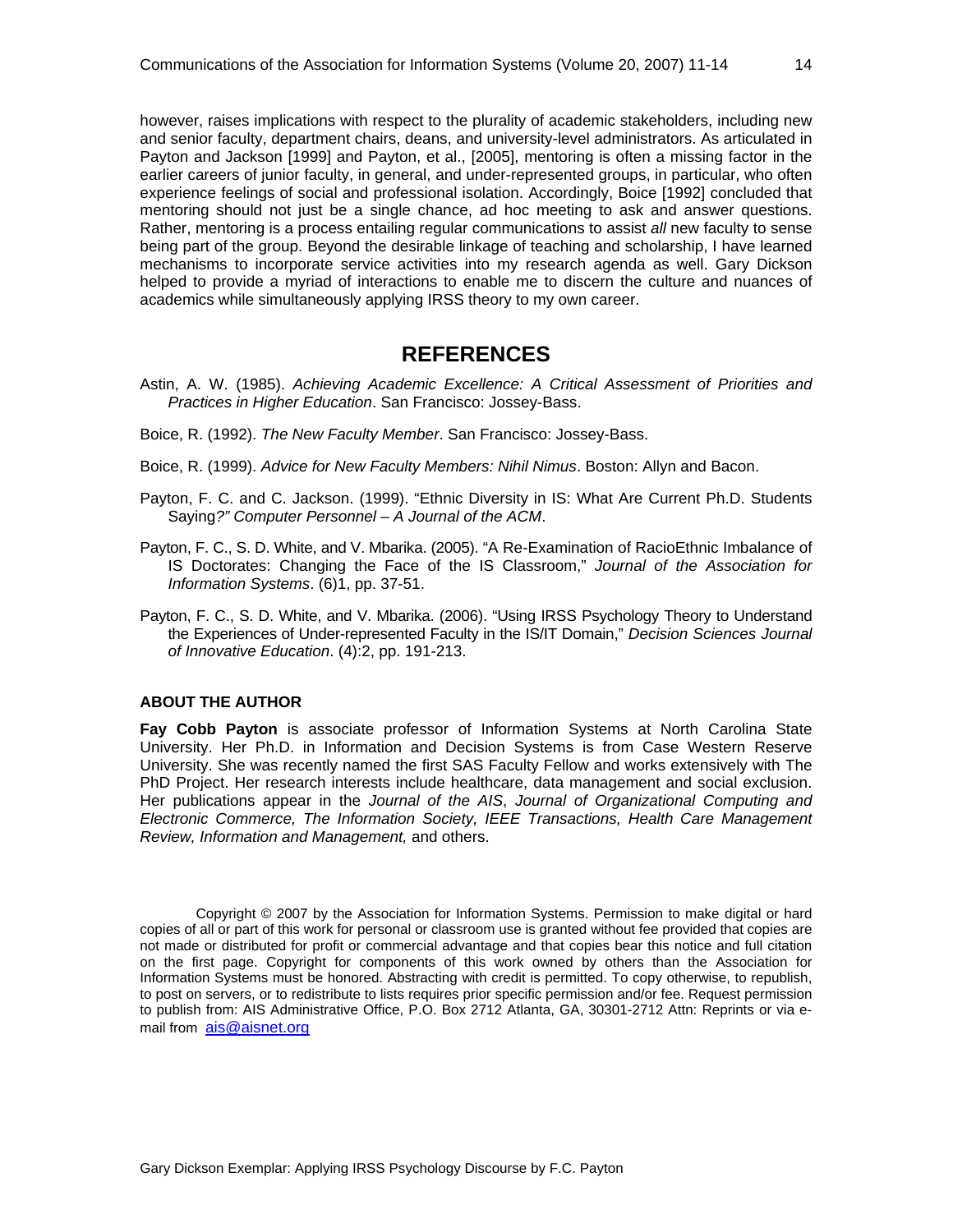however, raises implications with respect to the plurality of academic stakeholders, including new and senior faculty, department chairs, deans, and university-level administrators. As articulated in Payton and Jackson [1999] and Payton, et al., [2005], mentoring is often a missing factor in the earlier careers of junior faculty, in general, and under-represented groups, in particular, who often experience feelings of social and professional isolation. Accordingly, Boice [1992] concluded that mentoring should not just be a single chance, ad hoc meeting to ask and answer questions. Rather, mentoring is a process entailing regular communications to assist *all* new faculty to sense being part of the group. Beyond the desirable linkage of teaching and scholarship, I have learned mechanisms to incorporate service activities into my research agenda as well. Gary Dickson helped to provide a myriad of interactions to enable me to discern the culture and nuances of academics while simultaneously applying IRSS theory to my own career.

## REFERENCES

Astin, A. W. (1985). *Achieving Academic Excellence: A Critical Assessment of Priorities and Practices in Higher Education*. San Francisco: Jossey-Bass.

Boice, R. (1992). *The New Faculty Member*. San Francisco: Jossey-Bass.

Boice, R. (1999). *Advice for New Faculty Members: Nihil Nimus*. Boston: Allyn and Bacon.

Payton, F. C. and C. Jackson. (1999). "Ethnic Diversity in IS: What Are Current Ph.D. Students Saying*?" Computer Personnel – A Journal of the ACM*.

Payton, F. C., S. D. White, and V. Mbarika. (2005). "A Re-Examination of RacioEthnic Imbalance of IS Doctorates: Changing the Face of the IS Classroom," *Journal of the Association for Information Systems*. (6)1, pp. 37-51.

Payton, F. C., S. D. White, and V. Mbarika. (2006). "Using IRSS Psychology Theory to Understand the Experiences of Under-represented Faculty in the IS/IT Domain," *Decision Sciences Journal of Innovative Education*. (4):2, pp. 191-213.

### ABOUT THE AUTHOR

**Fay Cobb Payton** is associate professor of Information Systems at North Carolina State University. Her Ph.D. in Information and Decision Systems is from Case Western Reserve University. She was recently named the first SAS Faculty Fellow and works extensively with The PhD Project. Her research interests include healthcare, data management and social exclusion. Her publications appear in the *Journal of the AIS*, *Journal of Organizational Computing and Electronic Commerce, The Information Society, IEEE Transactions, Health Care Management Review, Information and Management,* and others.

Copyright © 2007 by the Association for Information Systems. Permission to make digital or hard copies of all or part of this work for personal or classroom use is granted without fee provided that copies are not made or distributed for profit or commercial advantage and that copies bear this notice and full citation on the first page. Copyright for components of this work owned by others than the Association for Information Systems must be honored. Abstracting with credit is permitted. To copy otherwise, to republish, to post on servers, or to redistribute to lists requires prior specific permission and/or fee. Request permission to publish from: AIS Administrative Office, P.O. Box 2712 Atlanta, GA, 30301-2712 Attn: Reprints or via e-mail from ais@aisnet.org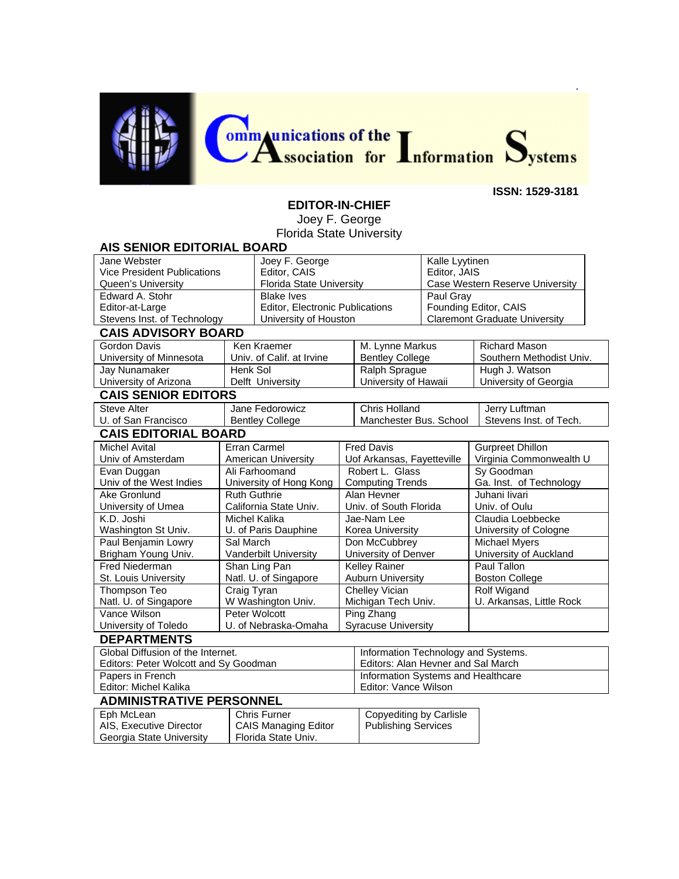# Communications of the Association for Information Systems

**ISSN: 1529-3181**

**EDITOR-IN-CHIEF**
Joey F. George
Florida State University

## AIS SENIOR EDITORIAL BOARD

| | | |
|---|---|---|
| Jane Webster<br>Vice President Publications<br>Queen's University | Joey F. George<br>Editor, CAIS<br>Florida State University | Kalle Lyytinen<br>Editor, JAIS<br>Case Western Reserve University |
| Edward A. Stohr<br>Editor-at-Large<br>Stevens Inst. of Technology | Blake Ives<br>Editor, Electronic Publications<br>University of Houston | Paul Gray<br>Founding Editor, CAIS<br>Claremont Graduate University |

## CAIS ADVISORY BOARD

| | | | |
|---|---|---|---|
| Gordon Davis<br>University of Minnesota | Ken Kraemer<br>Univ. of Calif. at Irvine | M. Lynne Markus<br>Bentley College | Richard Mason<br>Southern Methodist Univ. |
| Jay Nunamaker<br>University of Arizona | Henk Sol<br>Delft University | Ralph Sprague<br>University of Hawaii | Hugh J. Watson<br>University of Georgia |

## CAIS SENIOR EDITORS

| | | | |
|---|---|---|---|
| Steve Alter<br>U. of San Francisco | Jane Fedorowicz<br>Bentley College | Chris Holland<br>Manchester Bus. School | Jerry Luftman<br>Stevens Inst. of Tech. |

## CAIS EDITORIAL BOARD

| | | | |
|---|---|---|---|
| Michel Avital<br>Univ of Amsterdam | Erran Carmel<br>American University | Fred Davis<br>Uof Arkansas, Fayetteville | Gurpreet Dhillon<br>Virginia Commonwealth U |
| Evan Duggan<br>Univ of the West Indies | Ali Farhoomand<br>University of Hong Kong | Robert L. Glass<br>Computing Trends | Sy Goodman<br>Ga. Inst. of Technology |
| Ake Gronlund<br>University of Umea | Ruth Guthrie<br>California State Univ. | Alan Hevner<br>Univ. of South Florida | Juhani Iivari<br>Univ. of Oulu |
| K.D. Joshi<br>Washington St Univ. | Michel Kalika<br>U. of Paris Dauphine | Jae-Nam Lee<br>Korea University | Claudia Loebbecke<br>University of Cologne |
| Paul Benjamin Lowry<br>Brigham Young Univ. | Sal March<br>Vanderbilt University | Don McCubbrey<br>University of Denver | Michael Myers<br>University of Auckland |
| Fred Niederman<br>St. Louis University | Shan Ling Pan<br>Natl. U. of Singapore | Kelley Rainer<br>Auburn University | Paul Tallon<br>Boston College |
| Thompson Teo<br>Natl. U. of Singapore | Craig Tyran<br>W Washington Univ. | Chelley Vician<br>Michigan Tech Univ. | Rolf Wigand<br>U. Arkansas, Little Rock |
| Vance Wilson<br>University of Toledo | Peter Wolcott<br>U. of Nebraska-Omaha | Ping Zhang<br>Syracuse University | |

## DEPARTMENTS

| | |
|---|---|
| Global Diffusion of the Internet.<br>Editors: Peter Wolcott and Sy Goodman | Information Technology and Systems.<br>Editors: Alan Hevner and Sal March |
| Papers in French<br>Editor: Michel Kalika | Information Systems and Healthcare<br>Editor: Vance Wilson |

## ADMINISTRATIVE PERSONNEL

| | | |
|---|---|---|
| Eph McLean<br>AIS, Executive Director<br>Georgia State University | Chris Furner<br>CAIS Managing Editor<br>Florida State Univ. | Copyediting by Carlisle Publishing Services |